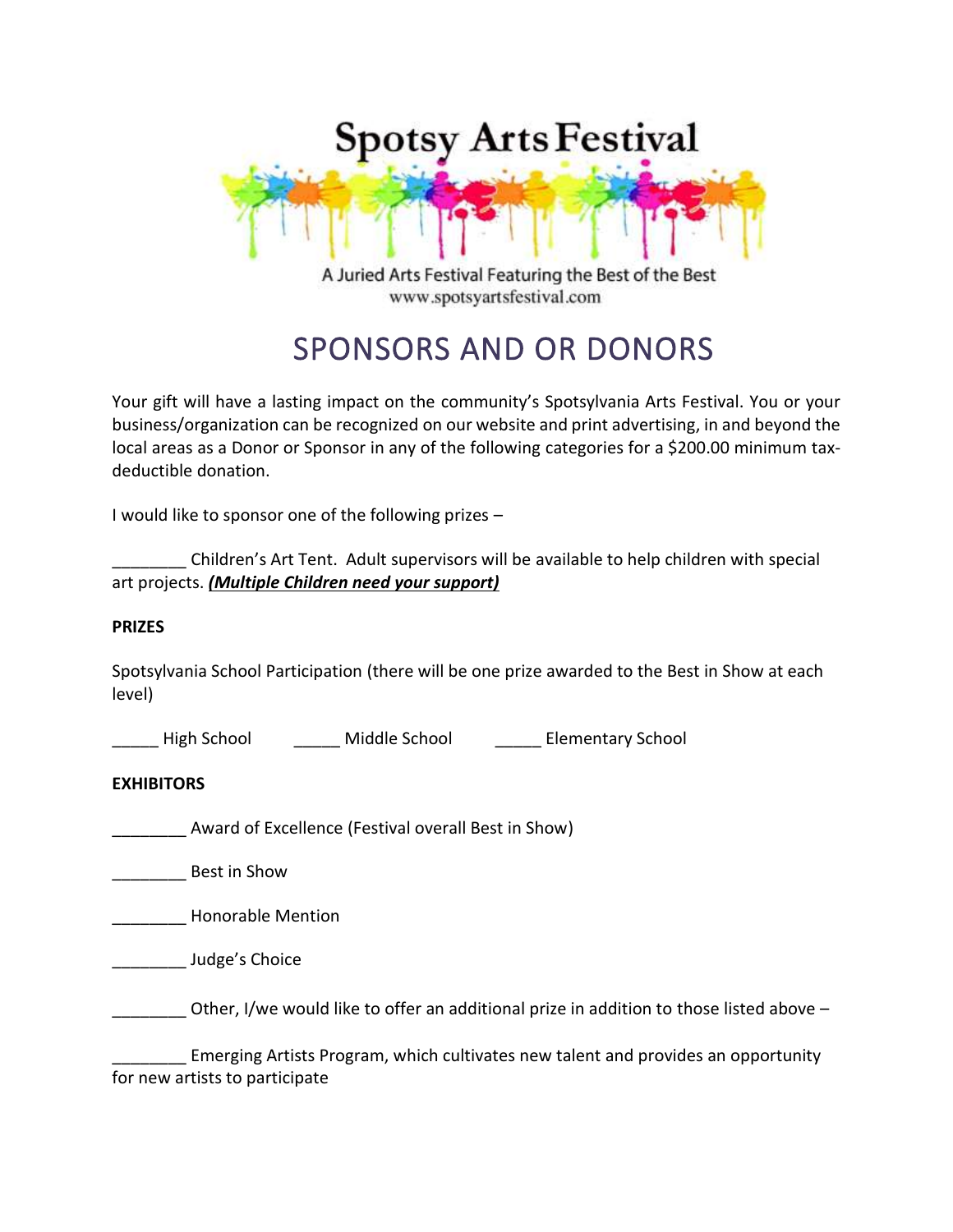# Spotsy Arts Festival

A Juried Arts Festival Featuring the Best of the Best
www.spotsyartsfestival.com

# SPONSORS AND OR DONORS

Your gift will have a lasting impact on the community's Spotsylvania Arts Festival. You or your business/organization can be recognized on our website and print advertising, in and beyond the local areas as a Donor or Sponsor in any of the following categories for a $200.00 minimum tax-deductible donation.

I would like to sponsor one of the following prizes –

________ Children's Art Tent. Adult supervisors will be available to help children with special art projects. ***(Multiple Children need your support)***

**PRIZES**

Spotsylvania School Participation (there will be one prize awarded to the Best in Show at each level)

_____ High School   _____ Middle School   _____ Elementary School

**EXHIBITORS**

________ Award of Excellence (Festival overall Best in Show)

________ Best in Show

________ Honorable Mention

________ Judge's Choice

________ Other, I/we would like to offer an additional prize in addition to those listed above –

________ Emerging Artists Program, which cultivates new talent and provides an opportunity for new artists to participate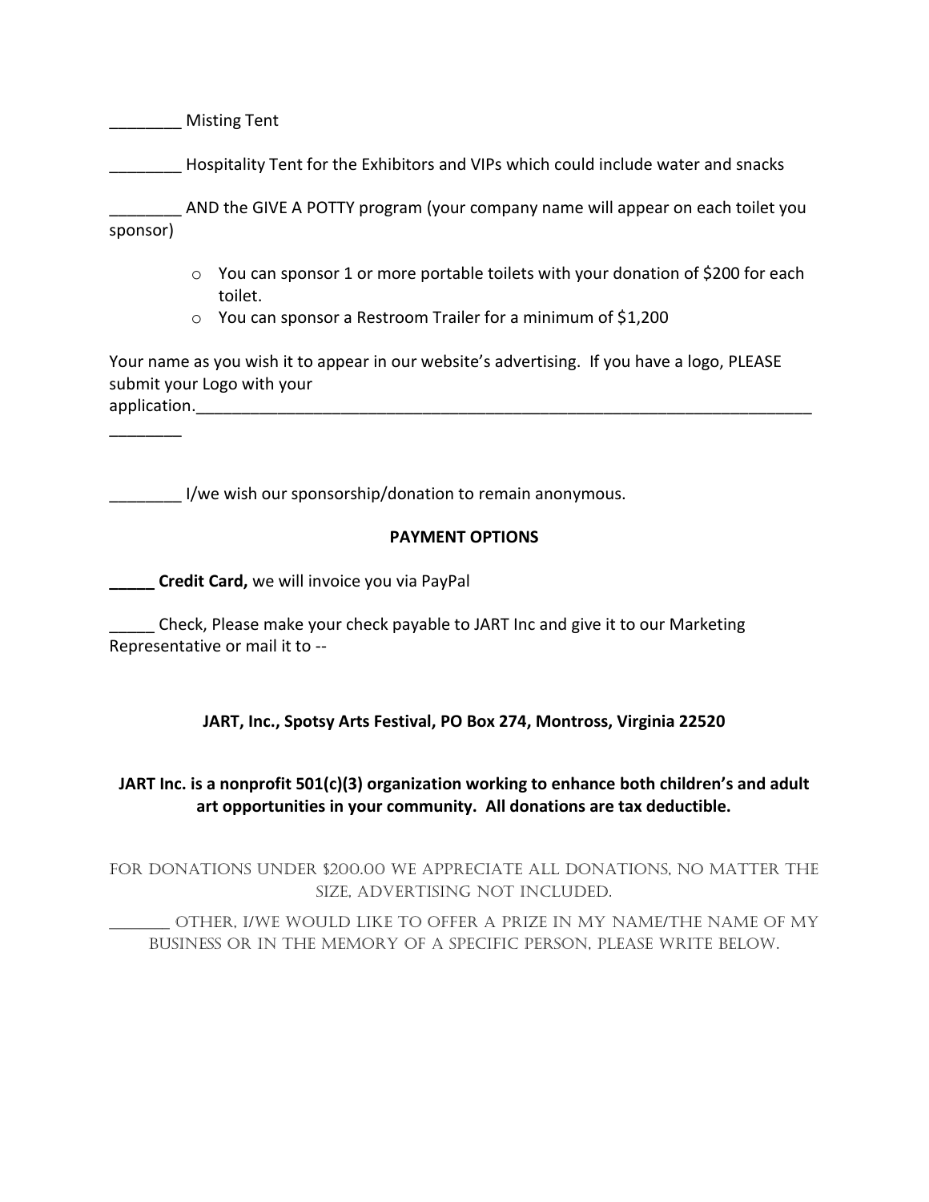________ Misting Tent

________ Hospitality Tent for the Exhibitors and VIPs which could include water and snacks

________ AND the GIVE A POTTY program (your company name will appear on each toilet you sponsor)

- You can sponsor 1 or more portable toilets with your donation of $200 for each toilet.
- You can sponsor a Restroom Trailer for a minimum of $1,200

Your name as you wish it to appear in our website's advertising. If you have a logo, PLEASE submit your Logo with your application.________________________________________________________________________ ________

________ I/we wish our sponsorship/donation to remain anonymous.

**PAYMENT OPTIONS**

**_____ Credit Card,** we will invoice you via PayPal

_____ Check, Please make your check payable to JART Inc and give it to our Marketing Representative or mail it to --

**JART, Inc., Spotsy Arts Festival, PO Box 274, Montross, Virginia 22520**

**JART Inc. is a nonprofit 501(c)(3) organization working to enhance both children's and adult art opportunities in your community. All donations are tax deductible.**

FOR DONATIONS UNDER $200.00 WE APPRECIATE ALL DONATIONS, NO MATTER THE SIZE, ADVERTISING NOT INCLUDED.

_______ OTHER, I/WE WOULD LIKE TO OFFER A PRIZE IN MY NAME/THE NAME OF MY BUSINESS OR IN THE MEMORY OF A SPECIFIC PERSON, PLEASE WRITE BELOW.